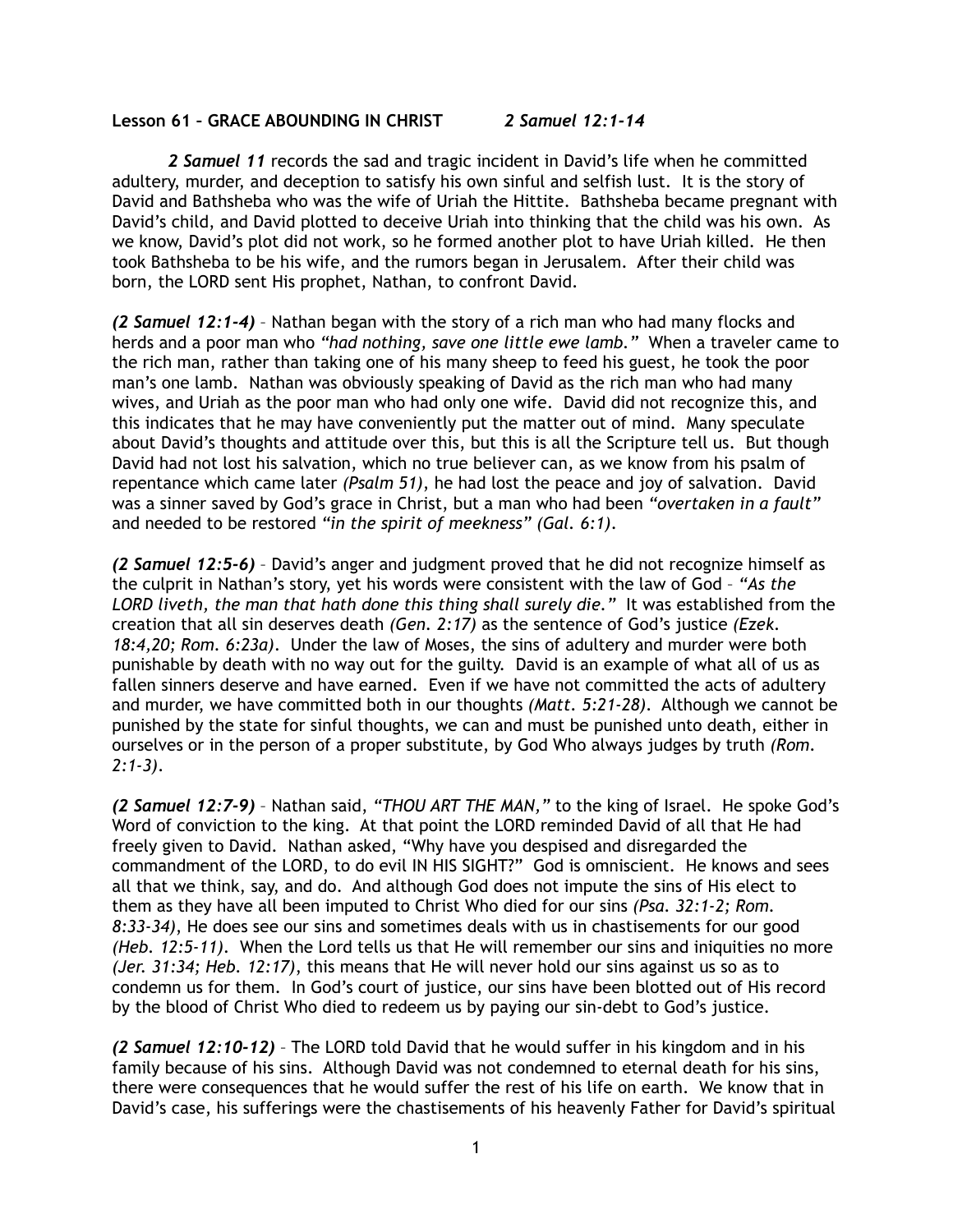**Lesson 61 – GRACE ABOUNDING IN CHRIST** ***2 Samuel 12:1-14***

***2 Samuel 11*** records the sad and tragic incident in David's life when he committed adultery, murder, and deception to satisfy his own sinful and selfish lust. It is the story of David and Bathsheba who was the wife of Uriah the Hittite. Bathsheba became pregnant with David's child, and David plotted to deceive Uriah into thinking that the child was his own. As we know, David's plot did not work, so he formed another plot to have Uriah killed. He then took Bathsheba to be his wife, and the rumors began in Jerusalem. After their child was born, the LORD sent His prophet, Nathan, to confront David.

***(2 Samuel 12:1-4)*** – Nathan began with the story of a rich man who had many flocks and herds and a poor man who *"had nothing, save one little ewe lamb."* When a traveler came to the rich man, rather than taking one of his many sheep to feed his guest, he took the poor man's one lamb. Nathan was obviously speaking of David as the rich man who had many wives, and Uriah as the poor man who had only one wife. David did not recognize this, and this indicates that he may have conveniently put the matter out of mind. Many speculate about David's thoughts and attitude over this, but this is all the Scripture tell us. But though David had not lost his salvation, which no true believer can, as we know from his psalm of repentance which came later *(Psalm 51)*, he had lost the peace and joy of salvation. David was a sinner saved by God's grace in Christ, but a man who had been *"overtaken in a fault"* and needed to be restored *"in the spirit of meekness" (Gal. 6:1)*.

***(2 Samuel 12:5-6)*** – David's anger and judgment proved that he did not recognize himself as the culprit in Nathan's story, yet his words were consistent with the law of God – *"As the LORD liveth, the man that hath done this thing shall surely die."* It was established from the creation that all sin deserves death *(Gen. 2:17)* as the sentence of God's justice *(Ezek. 18:4,20; Rom. 6:23a)*. Under the law of Moses, the sins of adultery and murder were both punishable by death with no way out for the guilty. David is an example of what all of us as fallen sinners deserve and have earned. Even if we have not committed the acts of adultery and murder, we have committed both in our thoughts *(Matt. 5:21-28)*. Although we cannot be punished by the state for sinful thoughts, we can and must be punished unto death, either in ourselves or in the person of a proper substitute, by God Who always judges by truth *(Rom. 2:1-3)*.

***(2 Samuel 12:7-9)*** – Nathan said, *"THOU ART THE MAN,"* to the king of Israel. He spoke God's Word of conviction to the king. At that point the LORD reminded David of all that He had freely given to David. Nathan asked, "Why have you despised and disregarded the commandment of the LORD, to do evil IN HIS SIGHT?" God is omniscient. He knows and sees all that we think, say, and do. And although God does not impute the sins of His elect to them as they have all been imputed to Christ Who died for our sins *(Psa. 32:1-2; Rom. 8:33-34)*, He does see our sins and sometimes deals with us in chastisements for our good *(Heb. 12:5-11)*. When the Lord tells us that He will remember our sins and iniquities no more *(Jer. 31:34; Heb. 12:17)*, this means that He will never hold our sins against us so as to condemn us for them. In God's court of justice, our sins have been blotted out of His record by the blood of Christ Who died to redeem us by paying our sin-debt to God's justice.

***(2 Samuel 12:10-12)*** – The LORD told David that he would suffer in his kingdom and in his family because of his sins. Although David was not condemned to eternal death for his sins, there were consequences that he would suffer the rest of his life on earth. We know that in David's case, his sufferings were the chastisements of his heavenly Father for David's spiritual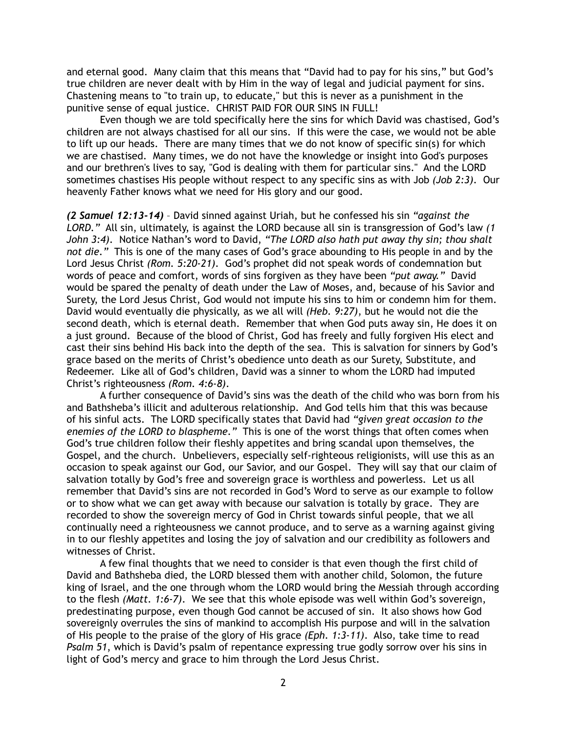and eternal good. Many claim that this means that "David had to pay for his sins," but God's true children are never dealt with by Him in the way of legal and judicial payment for sins. Chastening means to "to train up, to educate," but this is never as a punishment in the punitive sense of equal justice. CHRIST PAID FOR OUR SINS IN FULL!

Even though we are told specifically here the sins for which David was chastised, God's children are not always chastised for all our sins. If this were the case, we would not be able to lift up our heads. There are many times that we do not know of specific sin(s) for which we are chastised. Many times, we do not have the knowledge or insight into God's purposes and our brethren's lives to say, "God is dealing with them for particular sins." And the LORD sometimes chastises His people without respect to any specific sins as with Job *(Job 2:3)*. Our heavenly Father knows what we need for His glory and our good.

***(2 Samuel 12:13-14)*** – David sinned against Uriah, but he confessed his sin *"against the LORD."* All sin, ultimately, is against the LORD because all sin is transgression of God's law *(1 John 3:4)*. Notice Nathan's word to David, *"The LORD also hath put away thy sin; thou shalt not die."* This is one of the many cases of God's grace abounding to His people in and by the Lord Jesus Christ *(Rom. 5:20-21)*. God's prophet did not speak words of condemnation but words of peace and comfort, words of sins forgiven as they have been *"put away."* David would be spared the penalty of death under the Law of Moses, and, because of his Savior and Surety, the Lord Jesus Christ, God would not impute his sins to him or condemn him for them. David would eventually die physically, as we all will *(Heb. 9:27)*, but he would not die the second death, which is eternal death. Remember that when God puts away sin, He does it on a just ground. Because of the blood of Christ, God has freely and fully forgiven His elect and cast their sins behind His back into the depth of the sea. This is salvation for sinners by God's grace based on the merits of Christ's obedience unto death as our Surety, Substitute, and Redeemer. Like all of God's children, David was a sinner to whom the LORD had imputed Christ's righteousness *(Rom. 4:6-8)*.

A further consequence of David's sins was the death of the child who was born from his and Bathsheba's illicit and adulterous relationship. And God tells him that this was because of his sinful acts. The LORD specifically states that David had *"given great occasion to the enemies of the LORD to blaspheme."* This is one of the worst things that often comes when God's true children follow their fleshly appetites and bring scandal upon themselves, the Gospel, and the church. Unbelievers, especially self-righteous religionists, will use this as an occasion to speak against our God, our Savior, and our Gospel. They will say that our claim of salvation totally by God's free and sovereign grace is worthless and powerless. Let us all remember that David's sins are not recorded in God's Word to serve as our example to follow or to show what we can get away with because our salvation is totally by grace. They are recorded to show the sovereign mercy of God in Christ towards sinful people, that we all continually need a righteousness we cannot produce, and to serve as a warning against giving in to our fleshly appetites and losing the joy of salvation and our credibility as followers and witnesses of Christ.

A few final thoughts that we need to consider is that even though the first child of David and Bathsheba died, the LORD blessed them with another child, Solomon, the future king of Israel, and the one through whom the LORD would bring the Messiah through according to the flesh *(Matt. 1:6-7)*. We see that this whole episode was well within God's sovereign, predestinating purpose, even though God cannot be accused of sin. It also shows how God sovereignly overrules the sins of mankind to accomplish His purpose and will in the salvation of His people to the praise of the glory of His grace *(Eph. 1:3-11)*. Also, take time to read *Psalm 51*, which is David's psalm of repentance expressing true godly sorrow over his sins in light of God's mercy and grace to him through the Lord Jesus Christ.